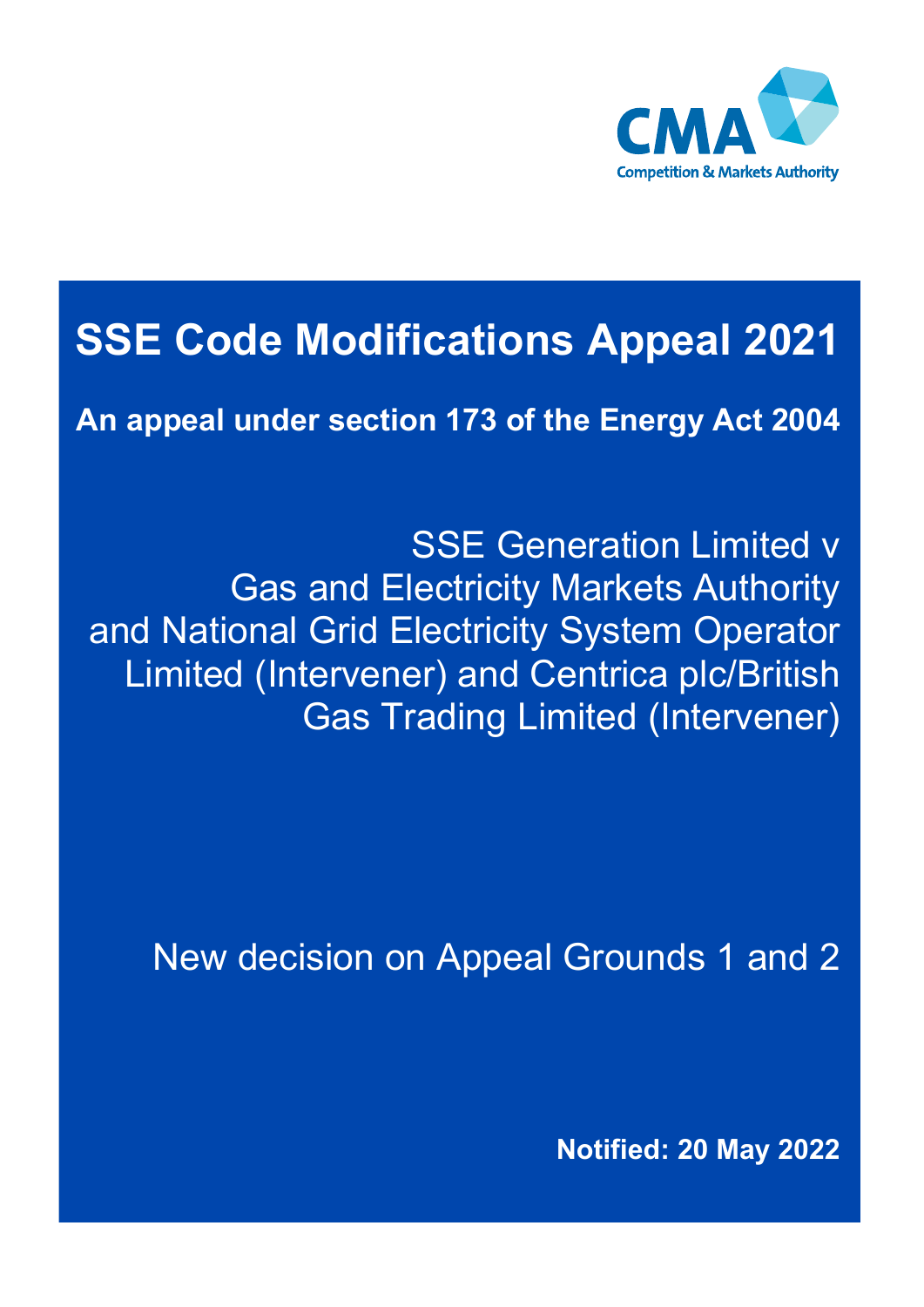CMA

Competition & Markets Authority

# SSE Code Modifications Appeal 2021

**An appeal under section 173 of the Energy Act 2004**

SSE Generation Limited v Gas and Electricity Markets Authority and National Grid Electricity System Operator Limited (Intervener) and Centrica plc/British Gas Trading Limited (Intervener)

New decision on Appeal Grounds 1 and 2

**Notified: 20 May 2022**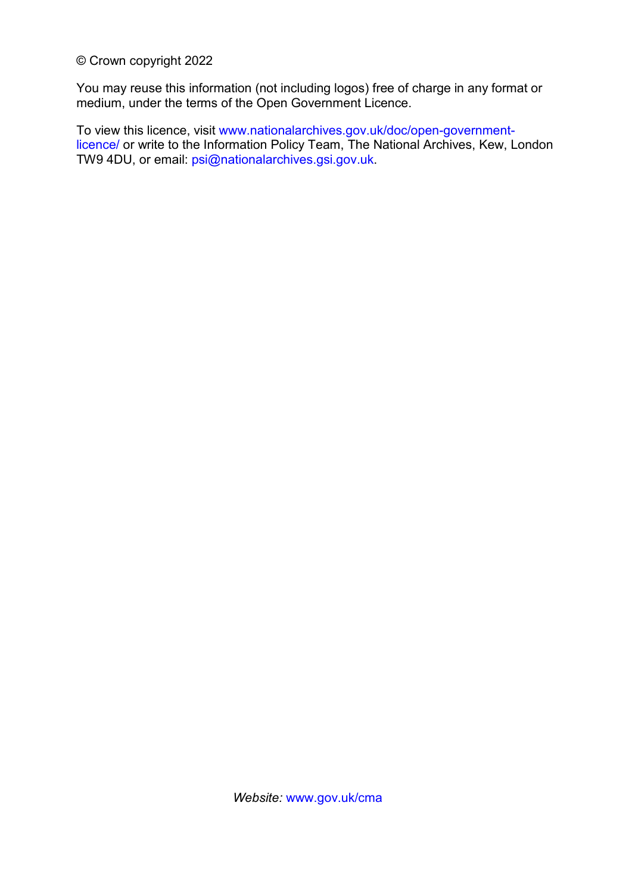© Crown copyright 2022

You may reuse this information (not including logos) free of charge in any format or medium, under the terms of the Open Government Licence.

To view this licence, visit www.nationalarchives.gov.uk/doc/open-government-licence/ or write to the Information Policy Team, The National Archives, Kew, London TW9 4DU, or email: psi@nationalarchives.gsi.gov.uk.

*Website:* www.gov.uk/cma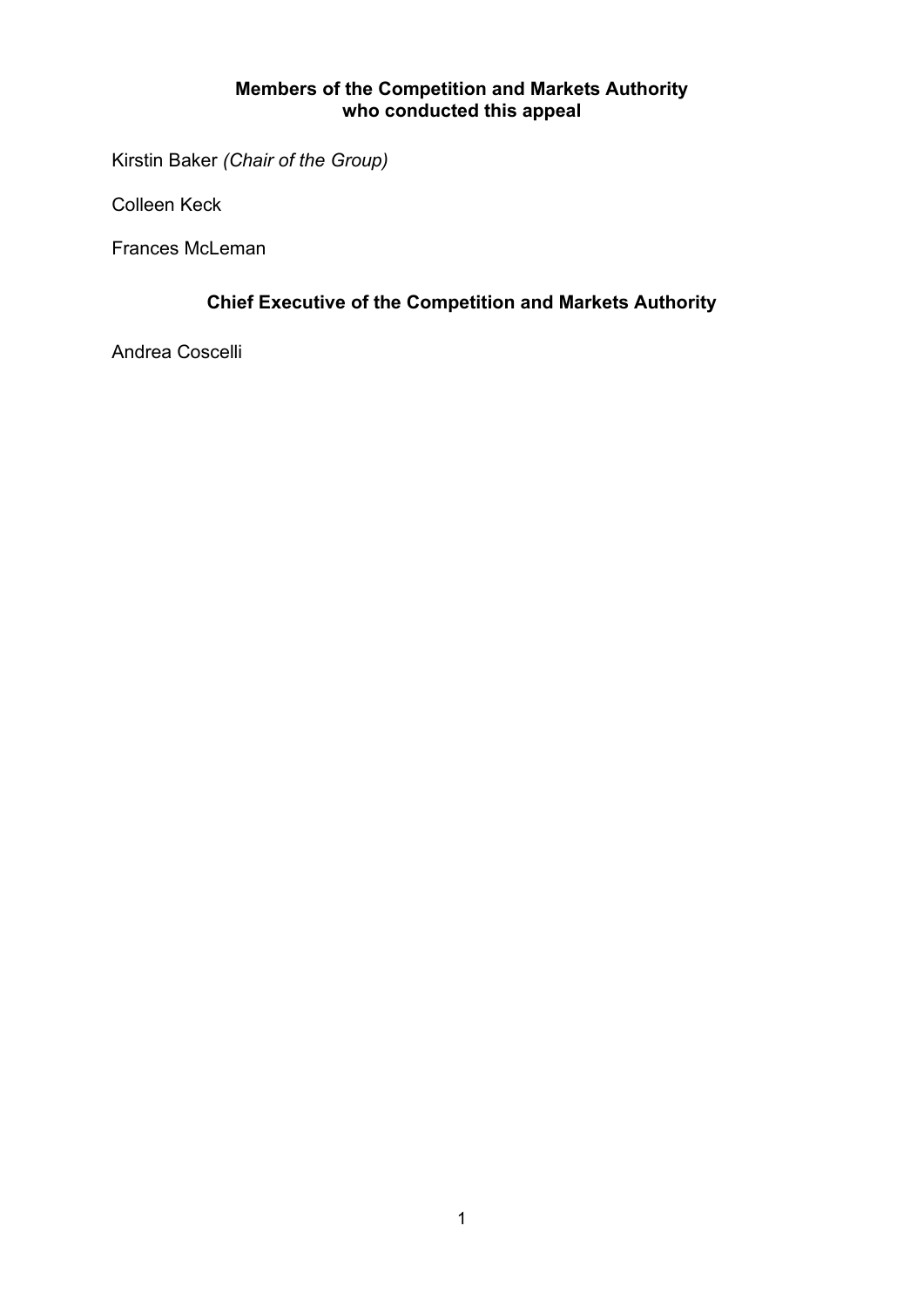## Members of the Competition and Markets Authority who conducted this appeal

Kirstin Baker *(Chair of the Group)*

Colleen Keck

Frances McLeman

## Chief Executive of the Competition and Markets Authority

Andrea Coscelli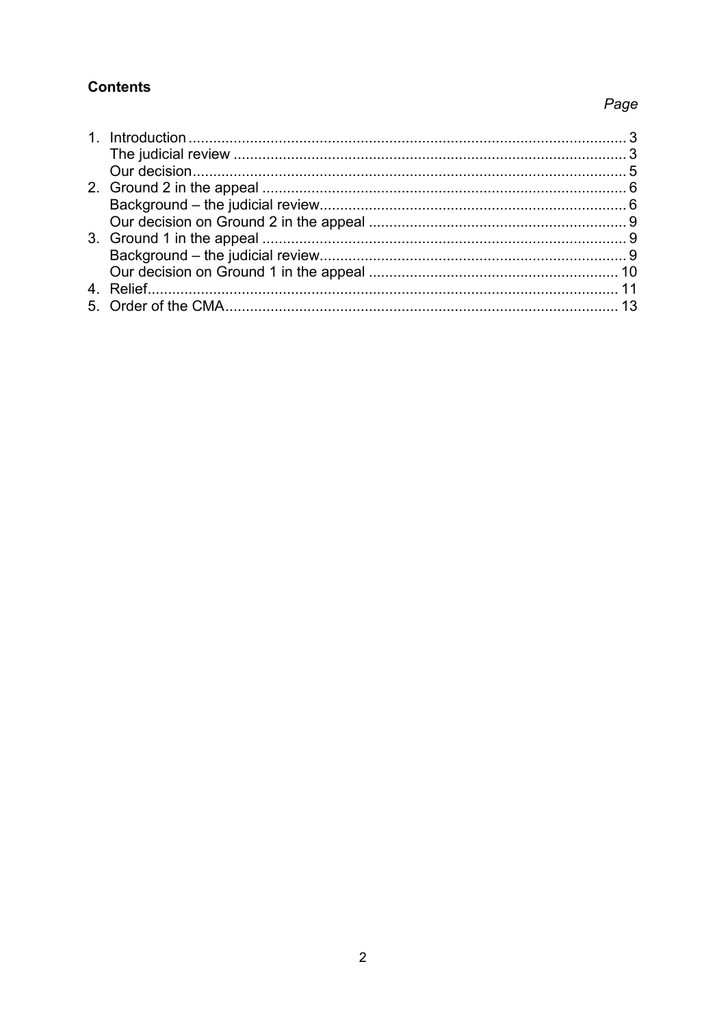**Contents**

*Page*

1. Introduction ........................................................................................................... 3
   The judicial review ............................................................................................... 3
   Our decision........................................................................................................... 5
2. Ground 2 in the appeal ......................................................................................... 6
   Background – the judicial review........................................................................... 6
   Our decision on Ground 2 in the appeal ............................................................... 9
3. Ground 1 in the appeal ......................................................................................... 9
   Background – the judicial review........................................................................... 9
   Our decision on Ground 1 in the appeal ............................................................. 10
4. Relief.................................................................................................................... 11
5. Order of the CMA.................................................................................................. 13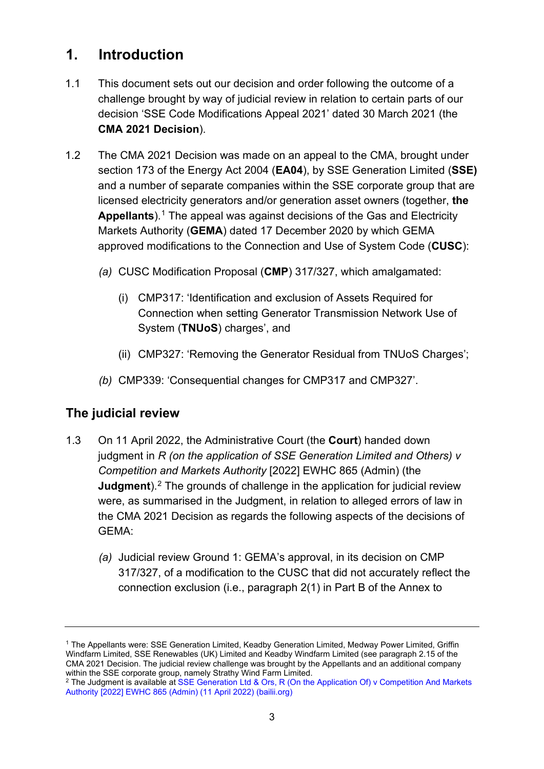# 1. Introduction

1.1 This document sets out our decision and order following the outcome of a challenge brought by way of judicial review in relation to certain parts of our decision 'SSE Code Modifications Appeal 2021' dated 30 March 2021 (the **CMA 2021 Decision**).

1.2 The CMA 2021 Decision was made on an appeal to the CMA, brought under section 173 of the Energy Act 2004 (**EA04**), by SSE Generation Limited (**SSE)** and a number of separate companies within the SSE corporate group that are licensed electricity generators and/or generation asset owners (together, **the Appellants**).[1] The appeal was against decisions of the Gas and Electricity Markets Authority (**GEMA**) dated 17 December 2020 by which GEMA approved modifications to the Connection and Use of System Code (**CUSC**):

*(a)* CUSC Modification Proposal (**CMP**) 317/327, which amalgamated:

(i) CMP317: 'Identification and exclusion of Assets Required for Connection when setting Generator Transmission Network Use of System (**TNUoS**) charges', and

(ii) CMP327: 'Removing the Generator Residual from TNUoS Charges';

*(b)* CMP339: 'Consequential changes for CMP317 and CMP327'.

## The judicial review

1.3 On 11 April 2022, the Administrative Court (the **Court**) handed down judgment in *R (on the application of SSE Generation Limited and Others) v Competition and Markets Authority* [2022] EWHC 865 (Admin) (the **Judgment**).[2] The grounds of challenge in the application for judicial review were, as summarised in the Judgment, in relation to alleged errors of law in the CMA 2021 Decision as regards the following aspects of the decisions of GEMA:

*(a)* Judicial review Ground 1: GEMA's approval, in its decision on CMP 317/327, of a modification to the CUSC that did not accurately reflect the connection exclusion (i.e., paragraph 2(1) in Part B of the Annex to

---

[1] The Appellants were: SSE Generation Limited, Keadby Generation Limited, Medway Power Limited, Griffin Windfarm Limited, SSE Renewables (UK) Limited and Keadby Windfarm Limited (see paragraph 2.15 of the CMA 2021 Decision. The judicial review challenge was brought by the Appellants and an additional company within the SSE corporate group, namely Strathy Wind Farm Limited.

[2] The Judgment is available at SSE Generation Ltd & Ors, R (On the Application Of) v Competition And Markets Authority [2022] EWHC 865 (Admin) (11 April 2022) (bailii.org)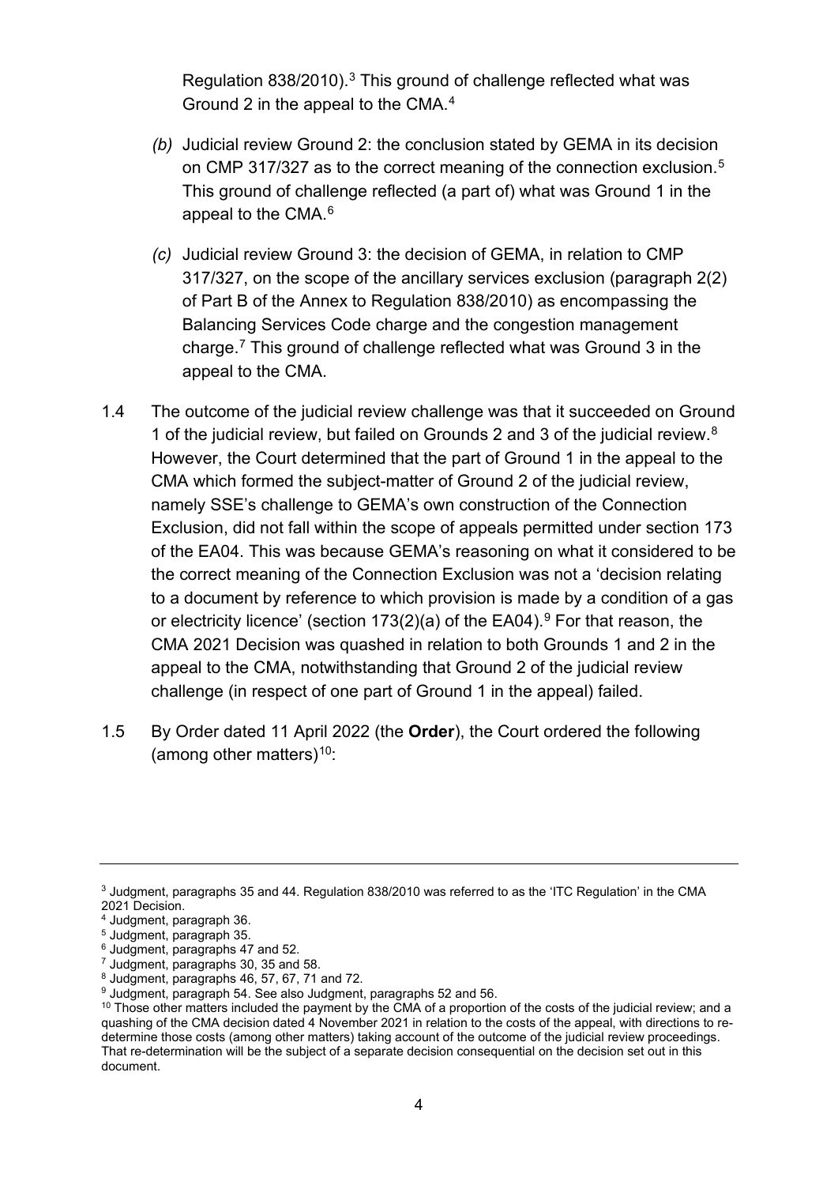Regulation 838/2010).[3] This ground of challenge reflected what was Ground 2 in the appeal to the CMA.[4]

*(b)* Judicial review Ground 2: the conclusion stated by GEMA in its decision on CMP 317/327 as to the correct meaning of the connection exclusion.[5] This ground of challenge reflected (a part of) what was Ground 1 in the appeal to the CMA.[6]

*(c)* Judicial review Ground 3: the decision of GEMA, in relation to CMP 317/327, on the scope of the ancillary services exclusion (paragraph 2(2) of Part B of the Annex to Regulation 838/2010) as encompassing the Balancing Services Code charge and the congestion management charge.[7] This ground of challenge reflected what was Ground 3 in the appeal to the CMA.

1.4 The outcome of the judicial review challenge was that it succeeded on Ground 1 of the judicial review, but failed on Grounds 2 and 3 of the judicial review.[8] However, the Court determined that the part of Ground 1 in the appeal to the CMA which formed the subject-matter of Ground 2 of the judicial review, namely SSE's challenge to GEMA's own construction of the Connection Exclusion, did not fall within the scope of appeals permitted under section 173 of the EA04. This was because GEMA's reasoning on what it considered to be the correct meaning of the Connection Exclusion was not a 'decision relating to a document by reference to which provision is made by a condition of a gas or electricity licence' (section 173(2)(a) of the EA04).[9] For that reason, the CMA 2021 Decision was quashed in relation to both Grounds 1 and 2 in the appeal to the CMA, notwithstanding that Ground 2 of the judicial review challenge (in respect of one part of Ground 1 in the appeal) failed.

1.5 By Order dated 11 April 2022 (the **Order**), the Court ordered the following (among other matters)[10]:

---

[3] Judgment, paragraphs 35 and 44. Regulation 838/2010 was referred to as the 'ITC Regulation' in the CMA 2021 Decision.

[4] Judgment, paragraph 36.

[5] Judgment, paragraph 35.

[6] Judgment, paragraphs 47 and 52.

[7] Judgment, paragraphs 30, 35 and 58.

[8] Judgment, paragraphs 46, 57, 67, 71 and 72.

[9] Judgment, paragraph 54. See also Judgment, paragraphs 52 and 56.

[10] Those other matters included the payment by the CMA of a proportion of the costs of the judicial review; and a quashing of the CMA decision dated 4 November 2021 in relation to the costs of the appeal, with directions to re-determine those costs (among other matters) taking account of the outcome of the judicial review proceedings. That re-determination will be the subject of a separate decision consequential on the decision set out in this document.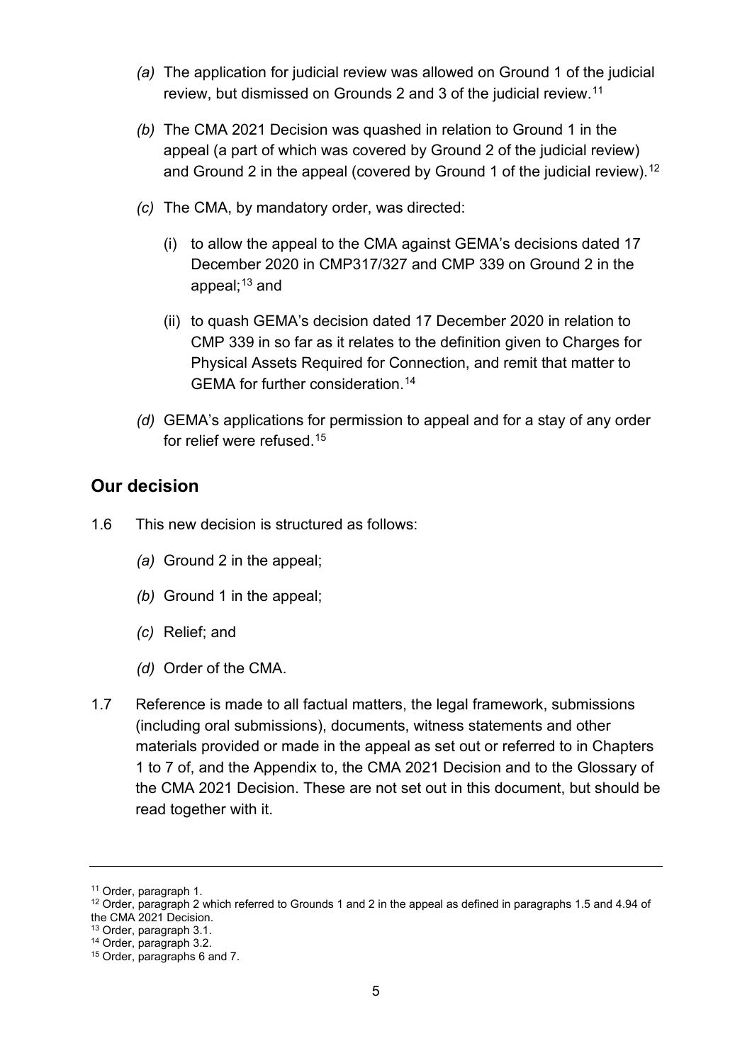*(a)* The application for judicial review was allowed on Ground 1 of the judicial review, but dismissed on Grounds 2 and 3 of the judicial review.[11]

*(b)* The CMA 2021 Decision was quashed in relation to Ground 1 in the appeal (a part of which was covered by Ground 2 of the judicial review) and Ground 2 in the appeal (covered by Ground 1 of the judicial review).[12]

*(c)* The CMA, by mandatory order, was directed:

(i) to allow the appeal to the CMA against GEMA's decisions dated 17 December 2020 in CMP317/327 and CMP 339 on Ground 2 in the appeal;[13] and

(ii) to quash GEMA's decision dated 17 December 2020 in relation to CMP 339 in so far as it relates to the definition given to Charges for Physical Assets Required for Connection, and remit that matter to GEMA for further consideration.[14]

*(d)* GEMA's applications for permission to appeal and for a stay of any order for relief were refused.[15]

## Our decision

1.6 This new decision is structured as follows:

*(a)* Ground 2 in the appeal;

*(b)* Ground 1 in the appeal;

*(c)* Relief; and

*(d)* Order of the CMA.

1.7 Reference is made to all factual matters, the legal framework, submissions (including oral submissions), documents, witness statements and other materials provided or made in the appeal as set out or referred to in Chapters 1 to 7 of, and the Appendix to, the CMA 2021 Decision and to the Glossary of the CMA 2021 Decision. These are not set out in this document, but should be read together with it.

---

[11] Order, paragraph 1.

[12] Order, paragraph 2 which referred to Grounds 1 and 2 in the appeal as defined in paragraphs 1.5 and 4.94 of the CMA 2021 Decision.

[13] Order, paragraph 3.1.

[14] Order, paragraph 3.2.

[15] Order, paragraphs 6 and 7.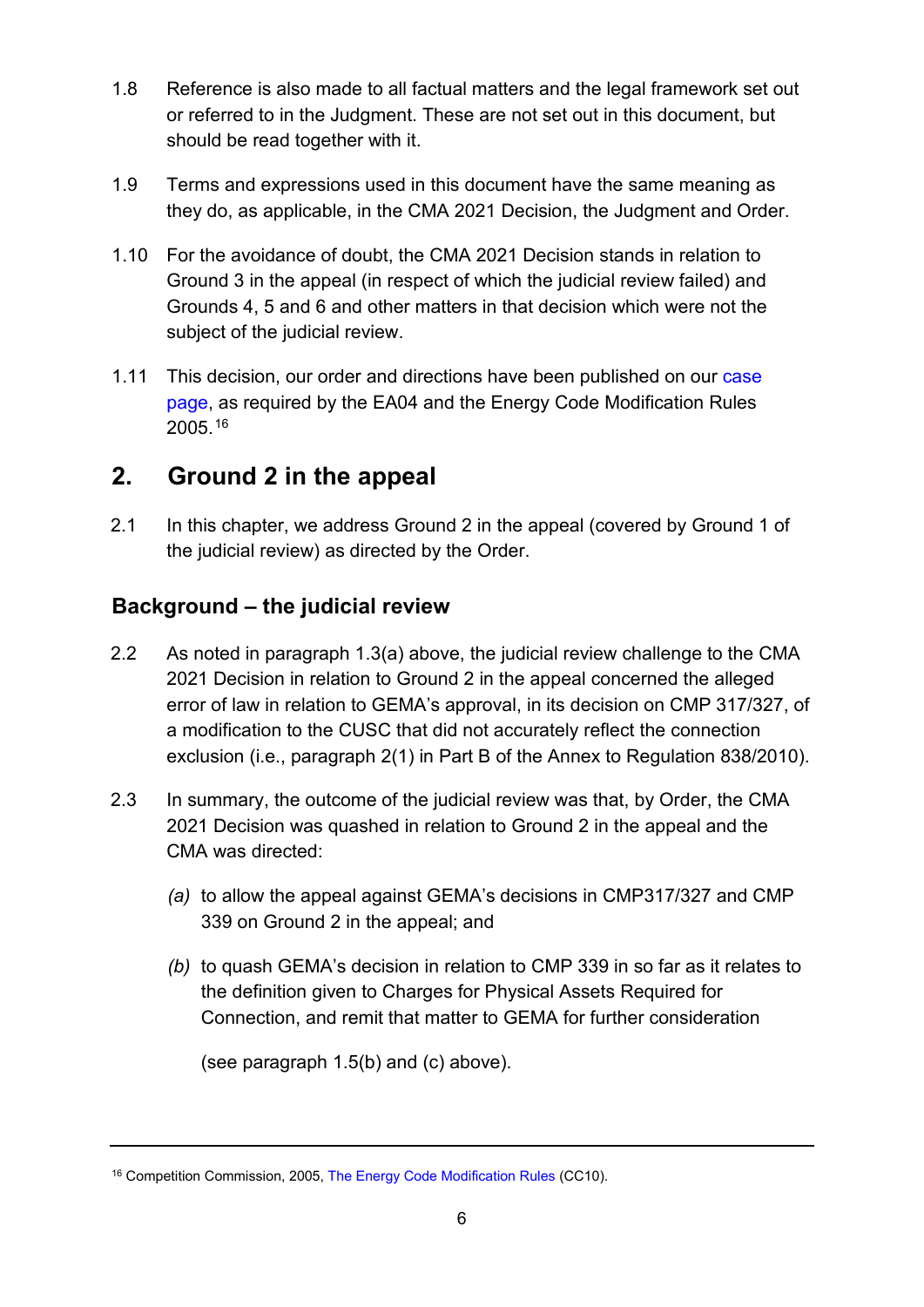1.8 Reference is also made to all factual matters and the legal framework set out or referred to in the Judgment. These are not set out in this document, but should be read together with it.

1.9 Terms and expressions used in this document have the same meaning as they do, as applicable, in the CMA 2021 Decision, the Judgment and Order.

1.10 For the avoidance of doubt, the CMA 2021 Decision stands in relation to Ground 3 in the appeal (in respect of which the judicial review failed) and Grounds 4, 5 and 6 and other matters in that decision which were not the subject of the judicial review.

1.11 This decision, our order and directions have been published on our case page, as required by the EA04 and the Energy Code Modification Rules 2005.[16]

## 2. Ground 2 in the appeal

2.1 In this chapter, we address Ground 2 in the appeal (covered by Ground 1 of the judicial review) as directed by the Order.

### Background – the judicial review

2.2 As noted in paragraph 1.3(a) above, the judicial review challenge to the CMA 2021 Decision in relation to Ground 2 in the appeal concerned the alleged error of law in relation to GEMA's approval, in its decision on CMP 317/327, of a modification to the CUSC that did not accurately reflect the connection exclusion (i.e., paragraph 2(1) in Part B of the Annex to Regulation 838/2010).

2.3 In summary, the outcome of the judicial review was that, by Order, the CMA 2021 Decision was quashed in relation to Ground 2 in the appeal and the CMA was directed:

*(a)* to allow the appeal against GEMA's decisions in CMP317/327 and CMP 339 on Ground 2 in the appeal; and

*(b)* to quash GEMA's decision in relation to CMP 339 in so far as it relates to the definition given to Charges for Physical Assets Required for Connection, and remit that matter to GEMA for further consideration

(see paragraph 1.5(b) and (c) above).

---

[16] Competition Commission, 2005, The Energy Code Modification Rules (CC10).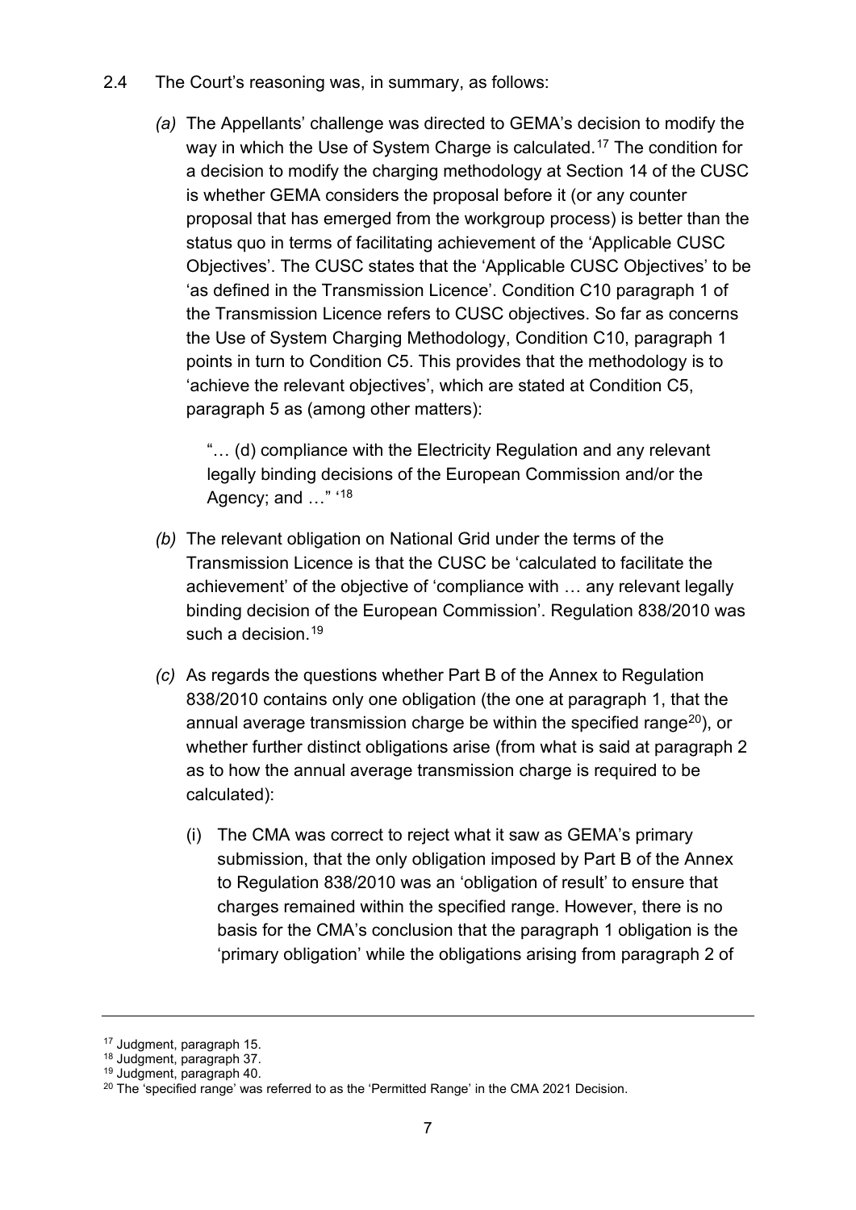2.4 The Court's reasoning was, in summary, as follows:

*(a)* The Appellants' challenge was directed to GEMA's decision to modify the way in which the Use of System Charge is calculated.[17] The condition for a decision to modify the charging methodology at Section 14 of the CUSC is whether GEMA considers the proposal before it (or any counter proposal that has emerged from the workgroup process) is better than the status quo in terms of facilitating achievement of the 'Applicable CUSC Objectives'. The CUSC states that the 'Applicable CUSC Objectives' to be 'as defined in the Transmission Licence'. Condition C10 paragraph 1 of the Transmission Licence refers to CUSC objectives. So far as concerns the Use of System Charging Methodology, Condition C10, paragraph 1 points in turn to Condition C5. This provides that the methodology is to 'achieve the relevant objectives', which are stated at Condition C5, paragraph 5 as (among other matters):

> "… (d) compliance with the Electricity Regulation and any relevant legally binding decisions of the European Commission and/or the Agency; and …" '[18]

*(b)* The relevant obligation on National Grid under the terms of the Transmission Licence is that the CUSC be 'calculated to facilitate the achievement' of the objective of 'compliance with … any relevant legally binding decision of the European Commission'. Regulation 838/2010 was such a decision.[19]

*(c)* As regards the questions whether Part B of the Annex to Regulation 838/2010 contains only one obligation (the one at paragraph 1, that the annual average transmission charge be within the specified range[20]), or whether further distinct obligations arise (from what is said at paragraph 2 as to how the annual average transmission charge is required to be calculated):

(i) The CMA was correct to reject what it saw as GEMA's primary submission, that the only obligation imposed by Part B of the Annex to Regulation 838/2010 was an 'obligation of result' to ensure that charges remained within the specified range. However, there is no basis for the CMA's conclusion that the paragraph 1 obligation is the 'primary obligation' while the obligations arising from paragraph 2 of

---

[17] Judgment, paragraph 15.
[18] Judgment, paragraph 37.
[19] Judgment, paragraph 40.
[20] The 'specified range' was referred to as the 'Permitted Range' in the CMA 2021 Decision.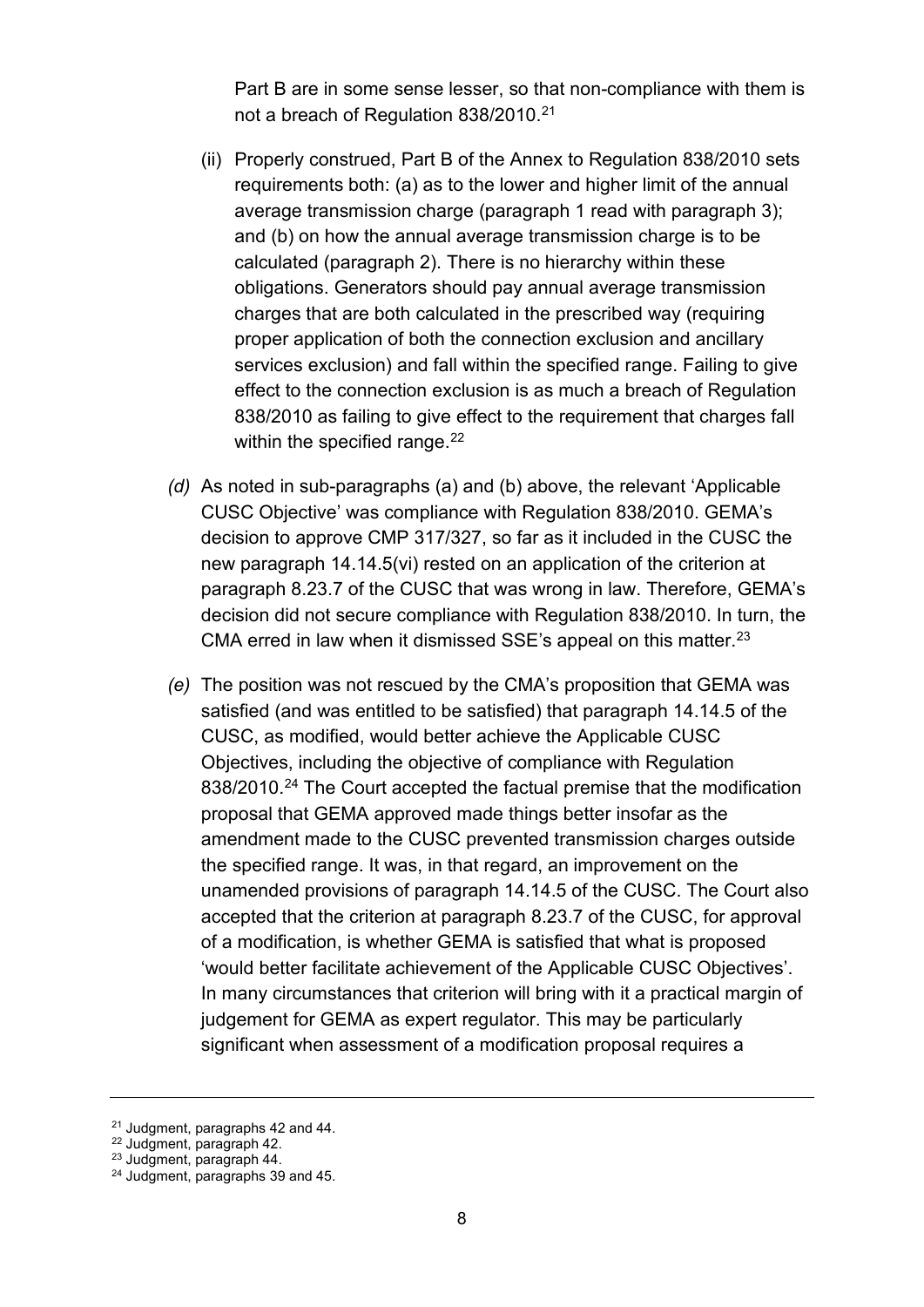Part B are in some sense lesser, so that non-compliance with them is not a breach of Regulation 838/2010.[21]

(ii) Properly construed, Part B of the Annex to Regulation 838/2010 sets requirements both: (a) as to the lower and higher limit of the annual average transmission charge (paragraph 1 read with paragraph 3); and (b) on how the annual average transmission charge is to be calculated (paragraph 2). There is no hierarchy within these obligations. Generators should pay annual average transmission charges that are both calculated in the prescribed way (requiring proper application of both the connection exclusion and ancillary services exclusion) and fall within the specified range. Failing to give effect to the connection exclusion is as much a breach of Regulation 838/2010 as failing to give effect to the requirement that charges fall within the specified range.[22]

*(d)* As noted in sub-paragraphs (a) and (b) above, the relevant 'Applicable CUSC Objective' was compliance with Regulation 838/2010. GEMA's decision to approve CMP 317/327, so far as it included in the CUSC the new paragraph 14.14.5(vi) rested on an application of the criterion at paragraph 8.23.7 of the CUSC that was wrong in law. Therefore, GEMA's decision did not secure compliance with Regulation 838/2010. In turn, the CMA erred in law when it dismissed SSE's appeal on this matter.[23]

*(e)* The position was not rescued by the CMA's proposition that GEMA was satisfied (and was entitled to be satisfied) that paragraph 14.14.5 of the CUSC, as modified, would better achieve the Applicable CUSC Objectives, including the objective of compliance with Regulation 838/2010.[24] The Court accepted the factual premise that the modification proposal that GEMA approved made things better insofar as the amendment made to the CUSC prevented transmission charges outside the specified range. It was, in that regard, an improvement on the unamended provisions of paragraph 14.14.5 of the CUSC. The Court also accepted that the criterion at paragraph 8.23.7 of the CUSC, for approval of a modification, is whether GEMA is satisfied that what is proposed 'would better facilitate achievement of the Applicable CUSC Objectives'. In many circumstances that criterion will bring with it a practical margin of judgement for GEMA as expert regulator. This may be particularly significant when assessment of a modification proposal requires a

---

[21] Judgment, paragraphs 42 and 44.

[22] Judgment, paragraph 42.

[23] Judgment, paragraph 44.

[24] Judgment, paragraphs 39 and 45.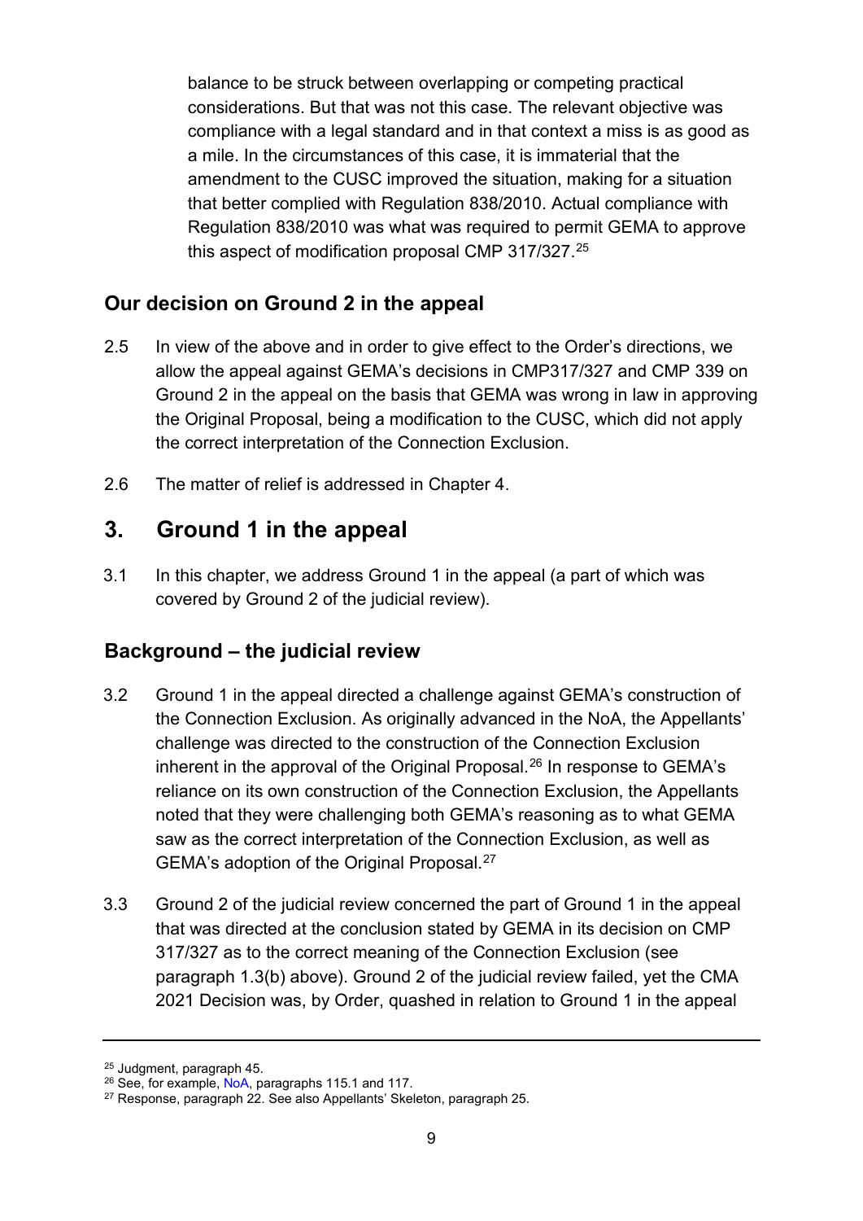balance to be struck between overlapping or competing practical considerations. But that was not this case. The relevant objective was compliance with a legal standard and in that context a miss is as good as a mile. In the circumstances of this case, it is immaterial that the amendment to the CUSC improved the situation, making for a situation that better complied with Regulation 838/2010. Actual compliance with Regulation 838/2010 was what was required to permit GEMA to approve this aspect of modification proposal CMP 317/327.[25]

## Our decision on Ground 2 in the appeal

2.5 In view of the above and in order to give effect to the Order's directions, we allow the appeal against GEMA's decisions in CMP317/327 and CMP 339 on Ground 2 in the appeal on the basis that GEMA was wrong in law in approving the Original Proposal, being a modification to the CUSC, which did not apply the correct interpretation of the Connection Exclusion.

2.6 The matter of relief is addressed in Chapter 4.

# 3. Ground 1 in the appeal

3.1 In this chapter, we address Ground 1 in the appeal (a part of which was covered by Ground 2 of the judicial review).

## Background – the judicial review

3.2 Ground 1 in the appeal directed a challenge against GEMA's construction of the Connection Exclusion. As originally advanced in the NoA, the Appellants' challenge was directed to the construction of the Connection Exclusion inherent in the approval of the Original Proposal.[26] In response to GEMA's reliance on its own construction of the Connection Exclusion, the Appellants noted that they were challenging both GEMA's reasoning as to what GEMA saw as the correct interpretation of the Connection Exclusion, as well as GEMA's adoption of the Original Proposal.[27]

3.3 Ground 2 of the judicial review concerned the part of Ground 1 in the appeal that was directed at the conclusion stated by GEMA in its decision on CMP 317/327 as to the correct meaning of the Connection Exclusion (see paragraph 1.3(b) above). Ground 2 of the judicial review failed, yet the CMA 2021 Decision was, by Order, quashed in relation to Ground 1 in the appeal

---

[25] Judgment, paragraph 45.

[26] See, for example, NoA, paragraphs 115.1 and 117.

[27] Response, paragraph 22. See also Appellants' Skeleton, paragraph 25.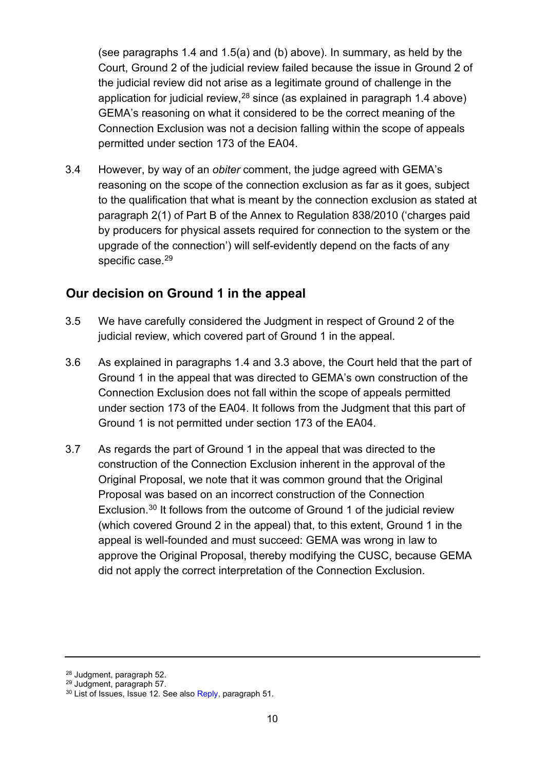(see paragraphs 1.4 and 1.5(a) and (b) above). In summary, as held by the Court, Ground 2 of the judicial review failed because the issue in Ground 2 of the judicial review did not arise as a legitimate ground of challenge in the application for judicial review,[28] since (as explained in paragraph 1.4 above) GEMA's reasoning on what it considered to be the correct meaning of the Connection Exclusion was not a decision falling within the scope of appeals permitted under section 173 of the EA04.

3.4 However, by way of an *obiter* comment, the judge agreed with GEMA's reasoning on the scope of the connection exclusion as far as it goes, subject to the qualification that what is meant by the connection exclusion as stated at paragraph 2(1) of Part B of the Annex to Regulation 838/2010 ('charges paid by producers for physical assets required for connection to the system or the upgrade of the connection') will self-evidently depend on the facts of any specific case.[29]

## Our decision on Ground 1 in the appeal

3.5 We have carefully considered the Judgment in respect of Ground 2 of the judicial review, which covered part of Ground 1 in the appeal.

3.6 As explained in paragraphs 1.4 and 3.3 above, the Court held that the part of Ground 1 in the appeal that was directed to GEMA's own construction of the Connection Exclusion does not fall within the scope of appeals permitted under section 173 of the EA04. It follows from the Judgment that this part of Ground 1 is not permitted under section 173 of the EA04.

3.7 As regards the part of Ground 1 in the appeal that was directed to the construction of the Connection Exclusion inherent in the approval of the Original Proposal, we note that it was common ground that the Original Proposal was based on an incorrect construction of the Connection Exclusion.[30] It follows from the outcome of Ground 1 of the judicial review (which covered Ground 2 in the appeal) that, to this extent, Ground 1 in the appeal is well-founded and must succeed: GEMA was wrong in law to approve the Original Proposal, thereby modifying the CUSC, because GEMA did not apply the correct interpretation of the Connection Exclusion.

---

[28] Judgment, paragraph 52.
[29] Judgment, paragraph 57.
[30] List of Issues, Issue 12. See also Reply, paragraph 51.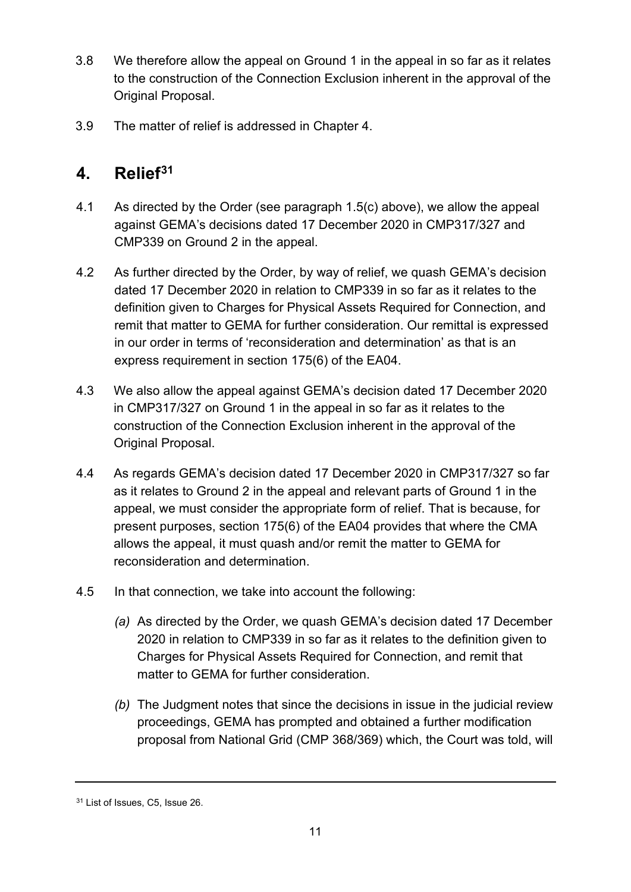3.8 We therefore allow the appeal on Ground 1 in the appeal in so far as it relates to the construction of the Connection Exclusion inherent in the approval of the Original Proposal.

3.9 The matter of relief is addressed in Chapter 4.

## 4. Relief[31]

4.1 As directed by the Order (see paragraph 1.5(c) above), we allow the appeal against GEMA's decisions dated 17 December 2020 in CMP317/327 and CMP339 on Ground 2 in the appeal.

4.2 As further directed by the Order, by way of relief, we quash GEMA's decision dated 17 December 2020 in relation to CMP339 in so far as it relates to the definition given to Charges for Physical Assets Required for Connection, and remit that matter to GEMA for further consideration. Our remittal is expressed in our order in terms of 'reconsideration and determination' as that is an express requirement in section 175(6) of the EA04.

4.3 We also allow the appeal against GEMA's decision dated 17 December 2020 in CMP317/327 on Ground 1 in the appeal in so far as it relates to the construction of the Connection Exclusion inherent in the approval of the Original Proposal.

4.4 As regards GEMA's decision dated 17 December 2020 in CMP317/327 so far as it relates to Ground 2 in the appeal and relevant parts of Ground 1 in the appeal, we must consider the appropriate form of relief. That is because, for present purposes, section 175(6) of the EA04 provides that where the CMA allows the appeal, it must quash and/or remit the matter to GEMA for reconsideration and determination.

4.5 In that connection, we take into account the following:

*(a)* As directed by the Order, we quash GEMA's decision dated 17 December 2020 in relation to CMP339 in so far as it relates to the definition given to Charges for Physical Assets Required for Connection, and remit that matter to GEMA for further consideration.

*(b)* The Judgment notes that since the decisions in issue in the judicial review proceedings, GEMA has prompted and obtained a further modification proposal from National Grid (CMP 368/369) which, the Court was told, will

---

[31] List of Issues, C5, Issue 26.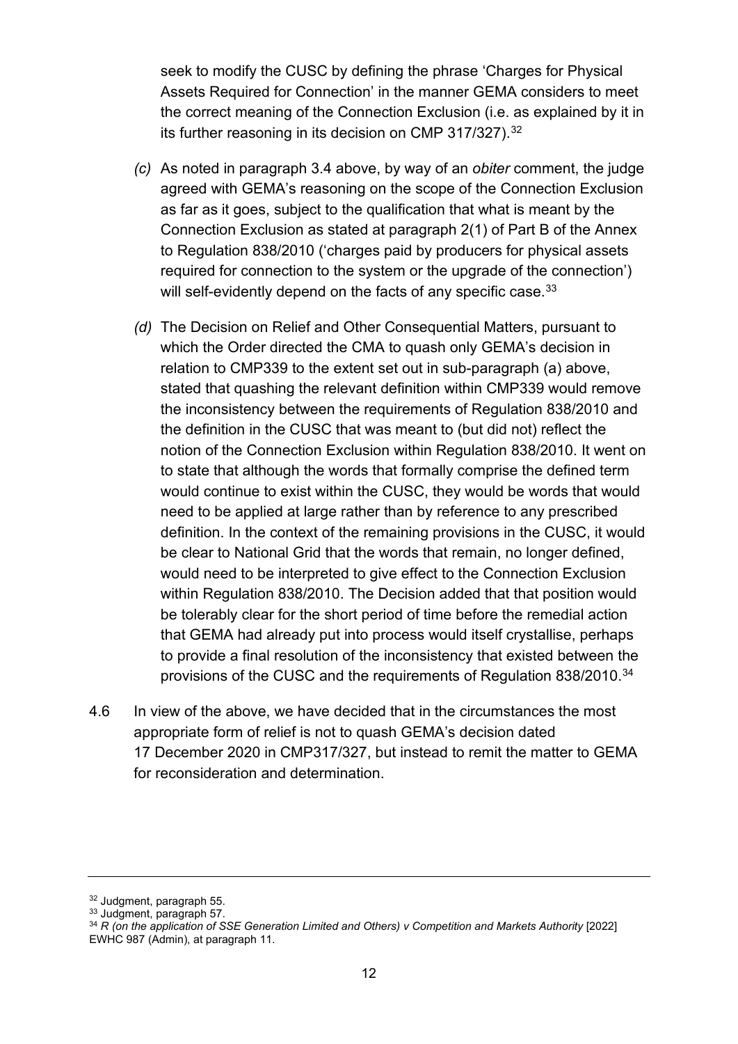seek to modify the CUSC by defining the phrase 'Charges for Physical Assets Required for Connection' in the manner GEMA considers to meet the correct meaning of the Connection Exclusion (i.e. as explained by it in its further reasoning in its decision on CMP 317/327).[32]

*(c)* As noted in paragraph 3.4 above, by way of an *obiter* comment, the judge agreed with GEMA's reasoning on the scope of the Connection Exclusion as far as it goes, subject to the qualification that what is meant by the Connection Exclusion as stated at paragraph 2(1) of Part B of the Annex to Regulation 838/2010 ('charges paid by producers for physical assets required for connection to the system or the upgrade of the connection') will self-evidently depend on the facts of any specific case.[33]

*(d)* The Decision on Relief and Other Consequential Matters, pursuant to which the Order directed the CMA to quash only GEMA's decision in relation to CMP339 to the extent set out in sub-paragraph (a) above, stated that quashing the relevant definition within CMP339 would remove the inconsistency between the requirements of Regulation 838/2010 and the definition in the CUSC that was meant to (but did not) reflect the notion of the Connection Exclusion within Regulation 838/2010. It went on to state that although the words that formally comprise the defined term would continue to exist within the CUSC, they would be words that would need to be applied at large rather than by reference to any prescribed definition. In the context of the remaining provisions in the CUSC, it would be clear to National Grid that the words that remain, no longer defined, would need to be interpreted to give effect to the Connection Exclusion within Regulation 838/2010. The Decision added that that position would be tolerably clear for the short period of time before the remedial action that GEMA had already put into process would itself crystallise, perhaps to provide a final resolution of the inconsistency that existed between the provisions of the CUSC and the requirements of Regulation 838/2010.[34]

4.6 In view of the above, we have decided that in the circumstances the most appropriate form of relief is not to quash GEMA's decision dated 17 December 2020 in CMP317/327, but instead to remit the matter to GEMA for reconsideration and determination.

---

[32] Judgment, paragraph 55.

[33] Judgment, paragraph 57.

[34] *R (on the application of SSE Generation Limited and Others) v Competition and Markets Authority* [2022] EWHC 987 (Admin), at paragraph 11.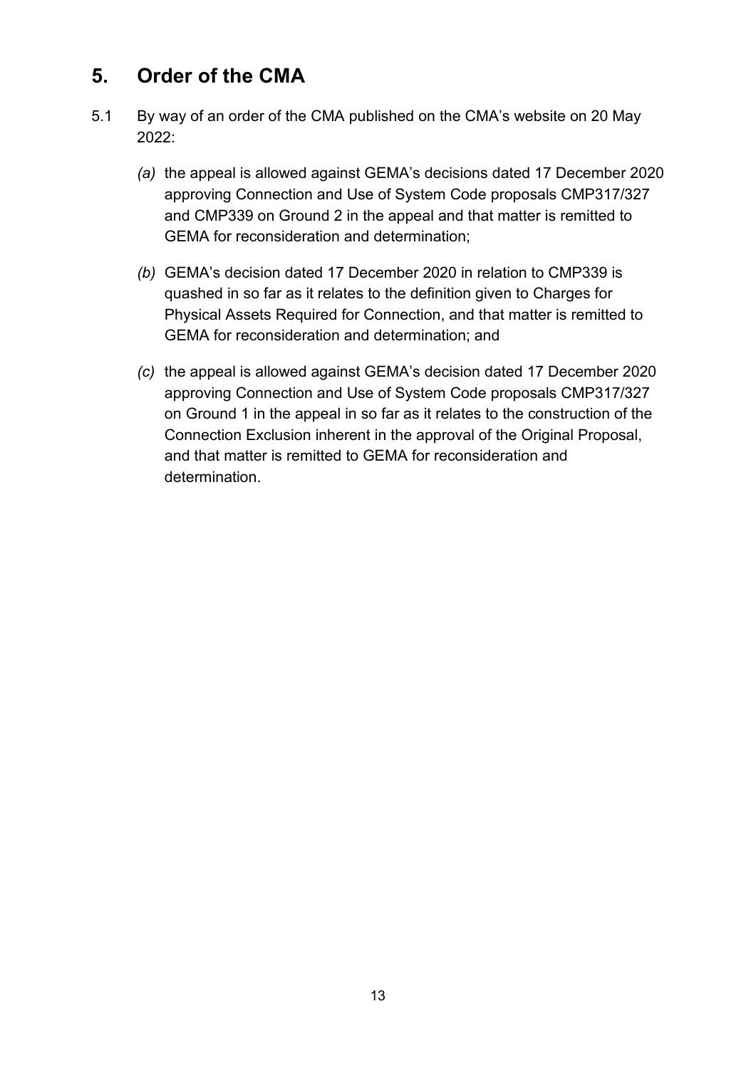## 5. Order of the CMA

5.1 By way of an order of the CMA published on the CMA's website on 20 May 2022:

*(a)* the appeal is allowed against GEMA's decisions dated 17 December 2020 approving Connection and Use of System Code proposals CMP317/327 and CMP339 on Ground 2 in the appeal and that matter is remitted to GEMA for reconsideration and determination;

*(b)* GEMA's decision dated 17 December 2020 in relation to CMP339 is quashed in so far as it relates to the definition given to Charges for Physical Assets Required for Connection, and that matter is remitted to GEMA for reconsideration and determination; and

*(c)* the appeal is allowed against GEMA's decision dated 17 December 2020 approving Connection and Use of System Code proposals CMP317/327 on Ground 1 in the appeal in so far as it relates to the construction of the Connection Exclusion inherent in the approval of the Original Proposal, and that matter is remitted to GEMA for reconsideration and determination.